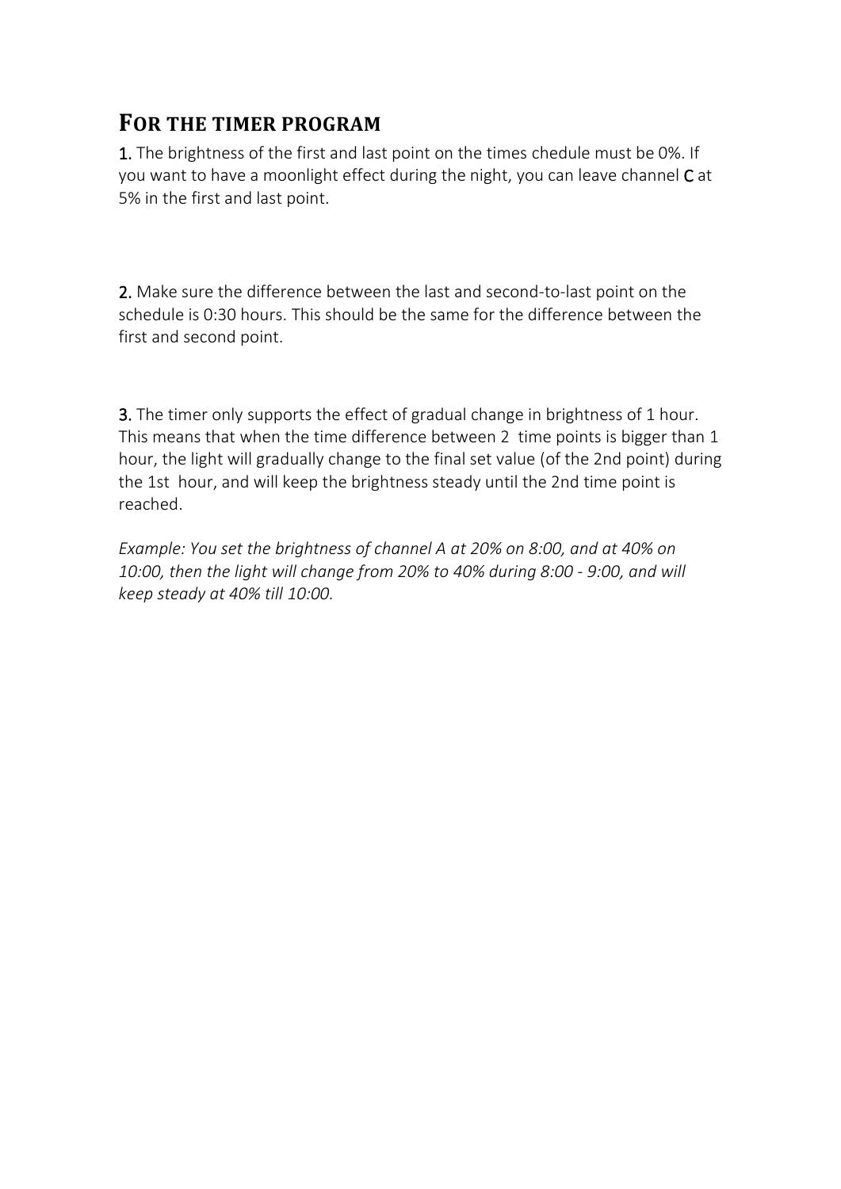## FOR THE TIMER PROGRAM

**1.** The brightness of the first and last point on the times chedule must be 0%. If you want to have a moonlight effect during the night, you can leave channel **C** at 5% in the first and last point.

**2.** Make sure the difference between the last and second-to-last point on the schedule is 0:30 hours. This should be the same for the difference between the first and second point.

**3.** The timer only supports the effect of gradual change in brightness of 1 hour. This means that when the time difference between 2 time points is bigger than 1 hour, the light will gradually change to the final set value (of the 2nd point) during the 1st hour, and will keep the brightness steady until the 2nd time point is reached.

*Example: You set the brightness of channel A at 20% on 8:00, and at 40% on 10:00, then the light will change from 20% to 40% during 8:00 - 9:00, and will keep steady at 40% till 10:00.*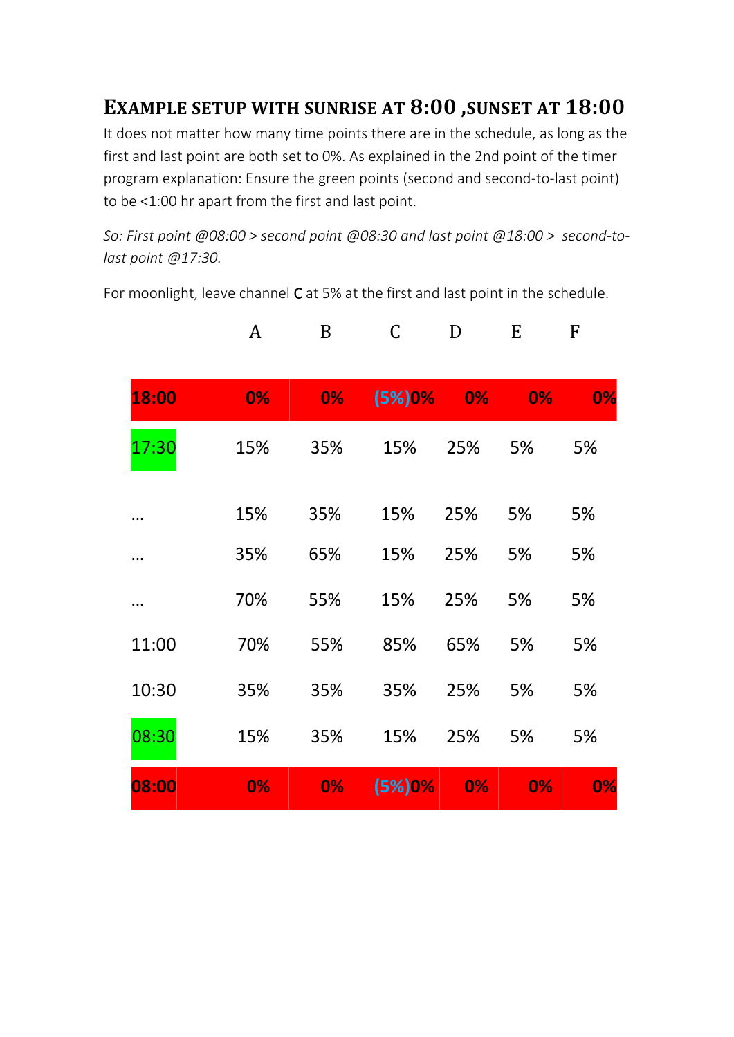## Example setup with sunrise at 8:00 ,sunset at 18:00

It does not matter how many time points there are in the schedule, as long as the first and last point are both set to 0%. As explained in the 2nd point of the timer program explanation: Ensure the green points (second and second-to-last point) to be <1:00 hr apart from the first and last point.

*So: First point @08:00 > second point @08:30 and last point @18:00 > second-to-last point @17:30.*

For moonlight, leave channel **C** at 5% at the first and last point in the schedule.

| | A | B | C | D | E | F |
|---|---|---|---|---|---|---|
| **18:00** | **0%** | **0%** | **(5%)0%** | **0%** | **0%** | **0%** |
| 17:30 | 15% | 35% | 15% | 25% | 5% | 5% |
| … | 15% | 35% | 15% | 25% | 5% | 5% |
| … | 35% | 65% | 15% | 25% | 5% | 5% |
| … | 70% | 55% | 15% | 25% | 5% | 5% |
| 11:00 | 70% | 55% | 85% | 65% | 5% | 5% |
| 10:30 | 35% | 35% | 35% | 25% | 5% | 5% |
| 08:30 | 15% | 35% | 15% | 25% | 5% | 5% |
| **08:00** | **0%** | **0%** | **(5%)0%** | **0%** | **0%** | **0%** |